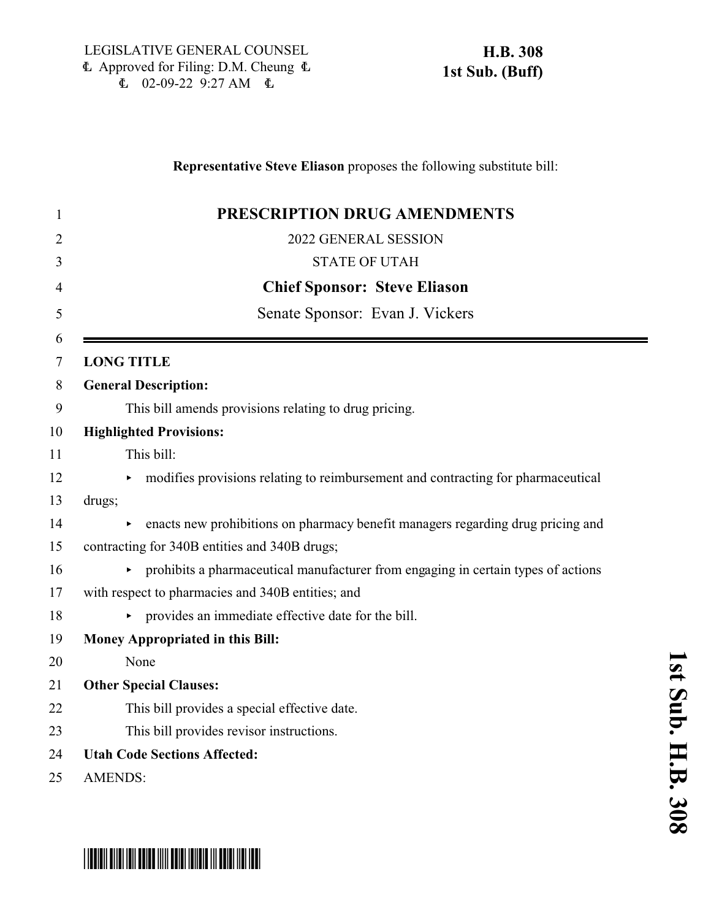LEGISLATIVE GENERAL COUNSEL
₵ Approved for Filing: D.M. Cheung ₵
₵ 02-09-22 9:27 AM ₵

**H.B. 308**
**1st Sub. (Buff)**

**Representative Steve Eliason** proposes the following substitute bill:

# PRESCRIPTION DRUG AMENDMENTS

2022 GENERAL SESSION

STATE OF UTAH

**Chief Sponsor: Steve Eliason**

Senate Sponsor: Evan J. Vickers

---

**LONG TITLE**

**General Description:**

This bill amends provisions relating to drug pricing.

**Highlighted Provisions:**

This bill:

- modifies provisions relating to reimbursement and contracting for pharmaceutical drugs;
- enacts new prohibitions on pharmacy benefit managers regarding drug pricing and contracting for 340B entities and 340B drugs;
- prohibits a pharmaceutical manufacturer from engaging in certain types of actions with respect to pharmacies and 340B entities; and
- provides an immediate effective date for the bill.

**Money Appropriated in this Bill:**

None

**Other Special Clauses:**

This bill provides a special effective date.

This bill provides revisor instructions.

**Utah Code Sections Affected:**

AMENDS: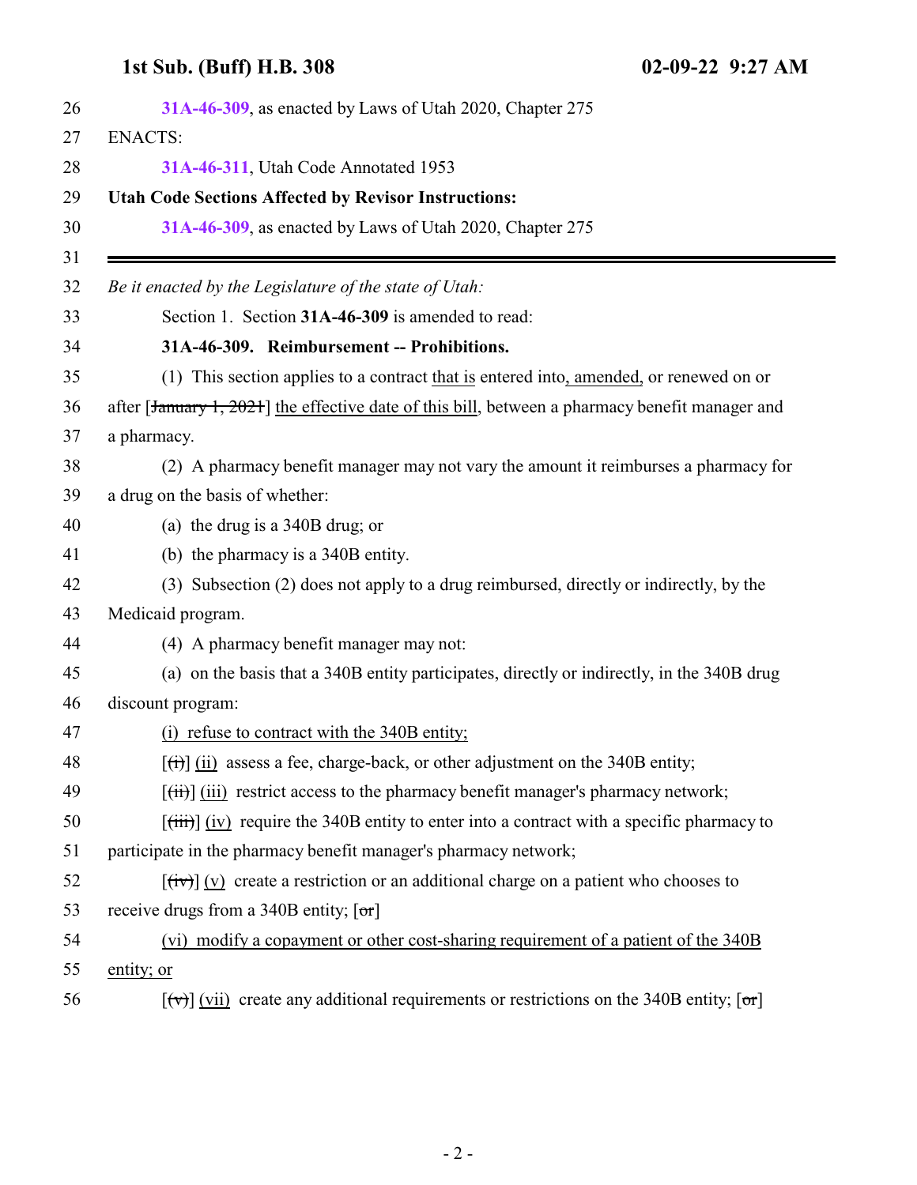31A-46-309, as enacted by Laws of Utah 2020, Chapter 275

ENACTS:

31A-46-311, Utah Code Annotated 1953

**Utah Code Sections Affected by Revisor Instructions:**

31A-46-309, as enacted by Laws of Utah 2020, Chapter 275

---

*Be it enacted by the Legislature of the state of Utah:*

Section 1. Section **31A-46-309** is amended to read:

**31A-46-309. Reimbursement -- Prohibitions.**

(1) This section applies to a contract that is entered into, amended, or renewed on or after [~~January 1, 2021~~] the effective date of this bill, between a pharmacy benefit manager and a pharmacy.

(2) A pharmacy benefit manager may not vary the amount it reimburses a pharmacy for a drug on the basis of whether:

(a) the drug is a 340B drug; or

(b) the pharmacy is a 340B entity.

(3) Subsection (2) does not apply to a drug reimbursed, directly or indirectly, by the Medicaid program.

(4) A pharmacy benefit manager may not:

(a) on the basis that a 340B entity participates, directly or indirectly, in the 340B drug discount program:

(i) refuse to contract with the 340B entity;

[~~(i)~~] (ii) assess a fee, charge-back, or other adjustment on the 340B entity;

[~~(ii)~~] (iii) restrict access to the pharmacy benefit manager's pharmacy network;

[~~(iii)~~] (iv) require the 340B entity to enter into a contract with a specific pharmacy to participate in the pharmacy benefit manager's pharmacy network;

[~~(iv)~~] (v) create a restriction or an additional charge on a patient who chooses to receive drugs from a 340B entity; [~~or~~]

(vi) modify a copayment or other cost-sharing requirement of a patient of the 340B entity; or

[~~(v)~~] (vii) create any additional requirements or restrictions on the 340B entity; [~~or~~]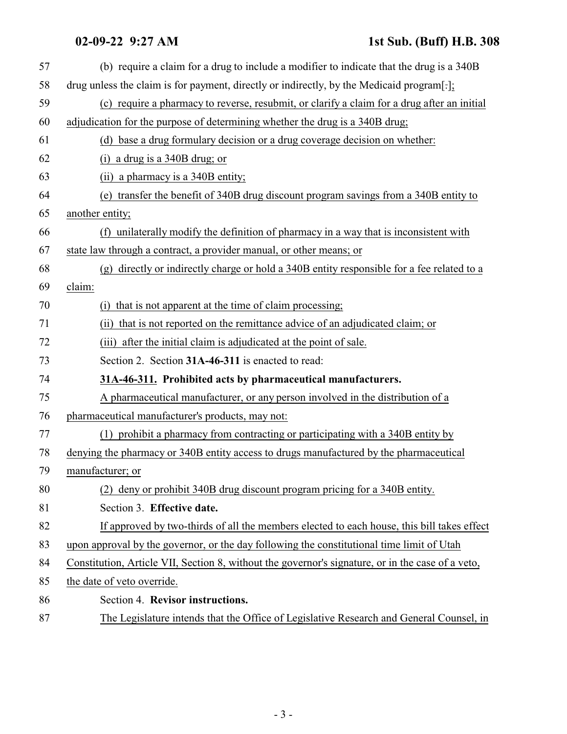(b) require a claim for a drug to include a modifier to indicate that the drug is a 340B drug unless the claim is for payment, directly or indirectly, by the Medicaid program[.];

(c) require a pharmacy to reverse, resubmit, or clarify a claim for a drug after an initial adjudication for the purpose of determining whether the drug is a 340B drug;

(d) base a drug formulary decision or a drug coverage decision on whether:

(i) a drug is a 340B drug; or

(ii) a pharmacy is a 340B entity;

(e) transfer the benefit of 340B drug discount program savings from a 340B entity to another entity;

(f) unilaterally modify the definition of pharmacy in a way that is inconsistent with state law through a contract, a provider manual, or other means; or

(g) directly or indirectly charge or hold a 340B entity responsible for a fee related to a claim:

(i) that is not apparent at the time of claim processing;

(ii) that is not reported on the remittance advice of an adjudicated claim; or

(iii) after the initial claim is adjudicated at the point of sale.

Section 2. Section **31A-46-311** is enacted to read:

**31A-46-311. Prohibited acts by pharmaceutical manufacturers.**

A pharmaceutical manufacturer, or any person involved in the distribution of a pharmaceutical manufacturer's products, may not:

(1) prohibit a pharmacy from contracting or participating with a 340B entity by denying the pharmacy or 340B entity access to drugs manufactured by the pharmaceutical manufacturer; or

(2) deny or prohibit 340B drug discount program pricing for a 340B entity.

Section 3. **Effective date.**

If approved by two-thirds of all the members elected to each house, this bill takes effect upon approval by the governor, or the day following the constitutional time limit of Utah Constitution, Article VII, Section 8, without the governor's signature, or in the case of a veto, the date of veto override.

Section 4. **Revisor instructions.**

The Legislature intends that the Office of Legislative Research and General Counsel, in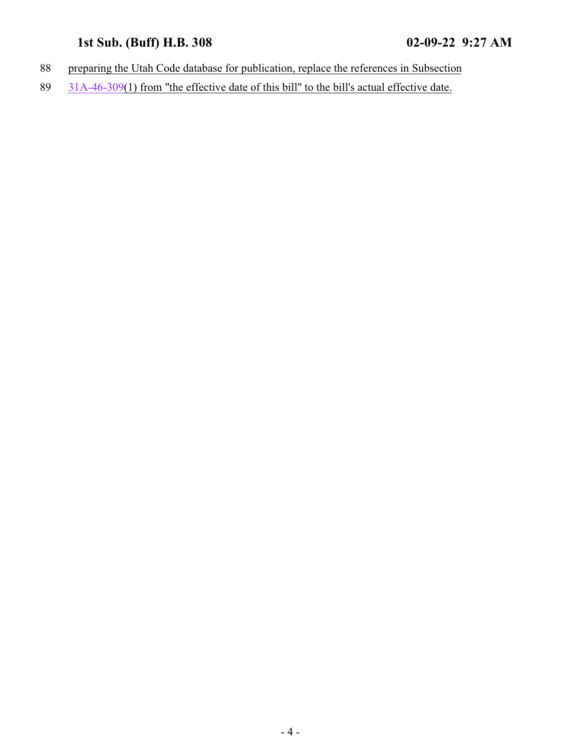88 preparing the Utah Code database for publication, replace the references in Subsection

89 31A-46-309(1) from "the effective date of this bill" to the bill's actual effective date.